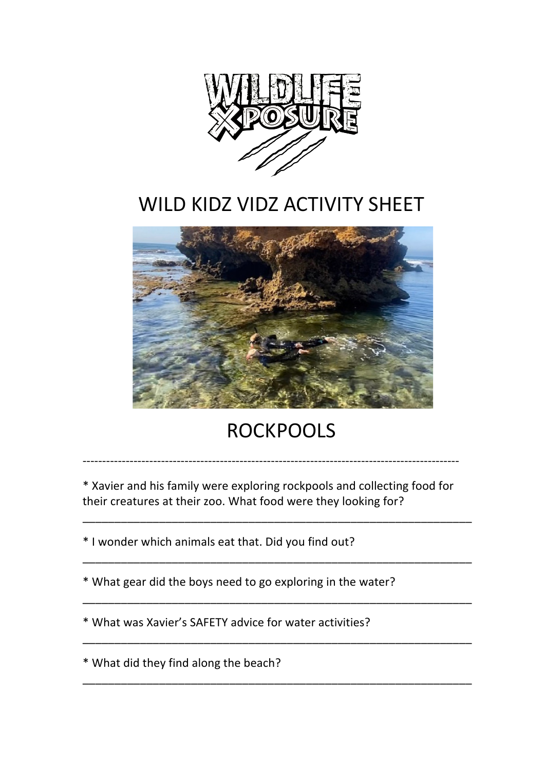# WILD KIDZ VIDZ ACTIVITY SHEET

## ROCKPOOLS

---

* Xavier and his family were exploring rockpools and collecting food for their creatures at their zoo. What food were they looking for?

______________________________________________________________

* I wonder which animals eat that. Did you find out?

______________________________________________________________

* What gear did the boys need to go exploring in the water?

______________________________________________________________

* What was Xavier's SAFETY advice for water activities?

______________________________________________________________

* What did they find along the beach?

______________________________________________________________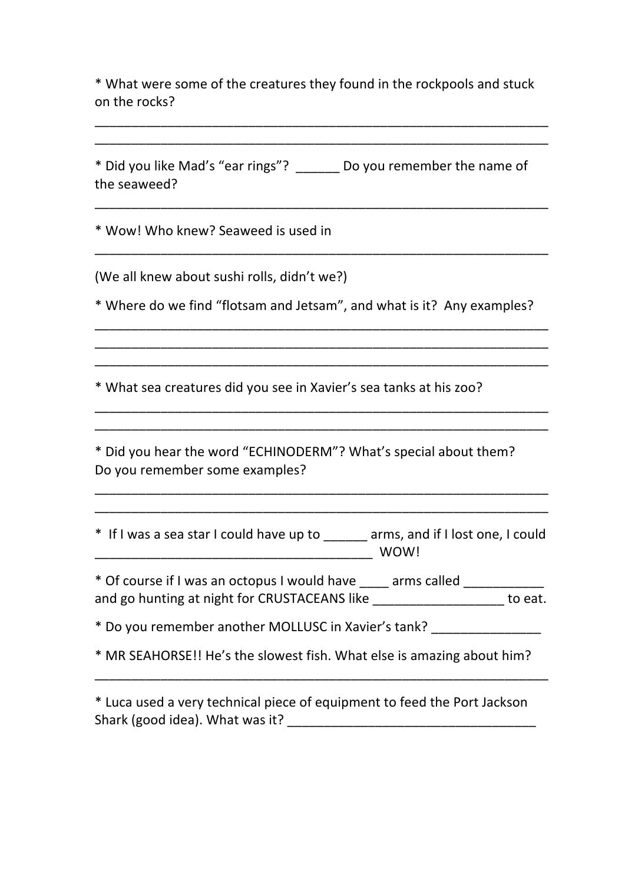* What were some of the creatures they found in the rockpools and stuck on the rocks?

_______________________________________________________________

_______________________________________________________________

* Did you like Mad's "ear rings"? ______ Do you remember the name of the seaweed?

_______________________________________________________________

* Wow! Who knew? Seaweed is used in

_______________________________________________________________

(We all knew about sushi rolls, didn't we?)

* Where do we find "flotsam and Jetsam", and what is it? Any examples?

_______________________________________________________________

_______________________________________________________________

_______________________________________________________________

* What sea creatures did you see in Xavier's sea tanks at his zoo?

_______________________________________________________________

_______________________________________________________________

* Did you hear the word "ECHINODERM"? What's special about them? Do you remember some examples?

_______________________________________________________________

_______________________________________________________________

* If I was a sea star I could have up to ______ arms, and if I lost one, I could _______________________________________ WOW!

* Of course if I was an octopus I would have ____ arms called ___________ and go hunting at night for CRUSTACEANS like __________________ to eat.

* Do you remember another MOLLUSC in Xavier's tank? _______________

* MR SEAHORSE!! He's the slowest fish. What else is amazing about him?

_______________________________________________________________

* Luca used a very technical piece of equipment to feed the Port Jackson Shark (good idea). What was it? ___________________________________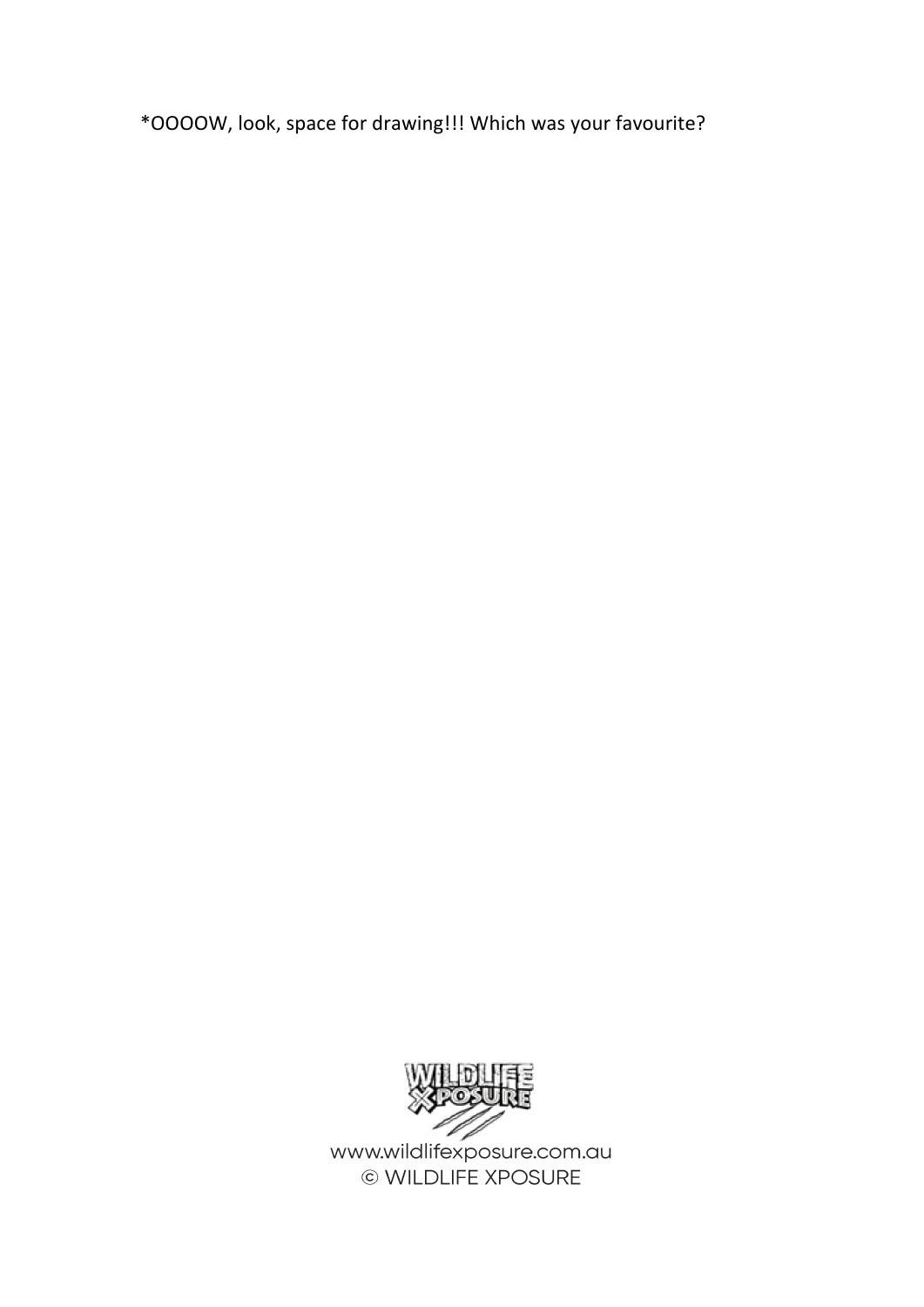*OOOOW, look, space for drawing!!! Which was your favourite?

www.wildlifexposure.com.au
© WILDLIFE XPOSURE